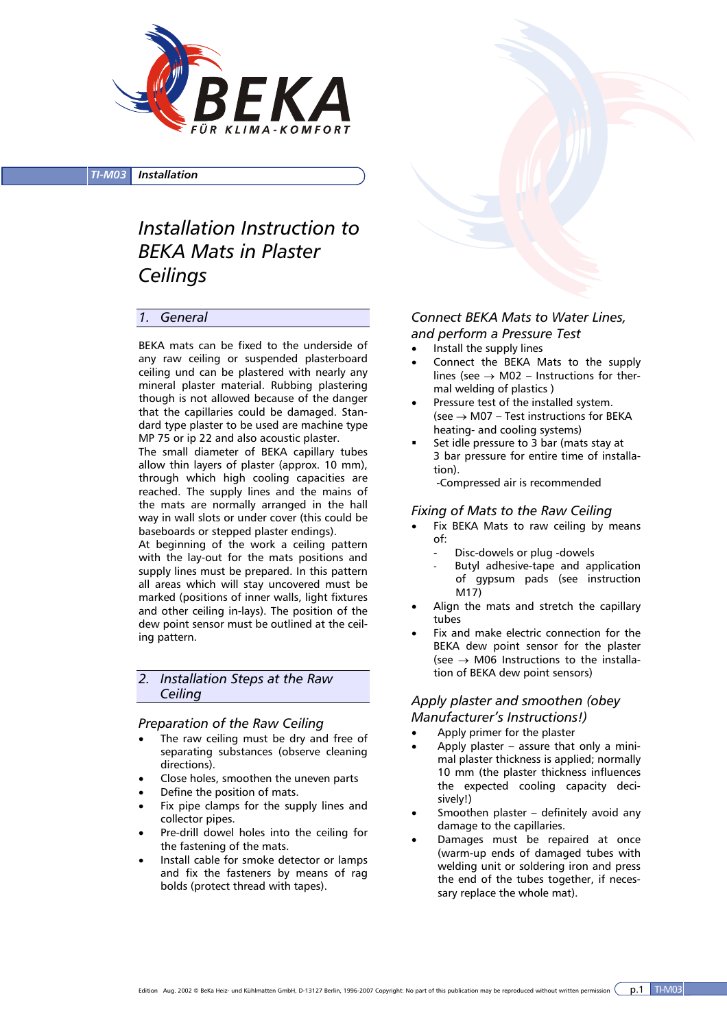TI-M03 **Installation**

# Installation Instruction to BEKA Mats in Plaster Ceilings

## 1. General

BEKA mats can be fixed to the underside of any raw ceiling or suspended plasterboard ceiling und can be plastered with nearly any mineral plaster material. Rubbing plastering though is not allowed because of the danger that the capillaries could be damaged. Standard type plaster to be used are machine type MP 75 or ip 22 and also acoustic plaster.
The small diameter of BEKA capillary tubes allow thin layers of plaster (approx. 10 mm), through which high cooling capacities are reached. The supply lines and the mains of the mats are normally arranged in the hall way in wall slots or under cover (this could be baseboards or stepped plaster endings).
At beginning of the work a ceiling pattern with the lay-out for the mats positions and supply lines must be prepared. In this pattern all areas which will stay uncovered must be marked (positions of inner walls, light fixtures and other ceiling in-lays). The position of the dew point sensor must be outlined at the ceiling pattern.

## 2. Installation Steps at the Raw Ceiling

### Preparation of the Raw Ceiling

- The raw ceiling must be dry and free of separating substances (observe cleaning directions).
- Close holes, smoothen the uneven parts
- Define the position of mats.
- Fix pipe clamps for the supply lines and collector pipes.
- Pre-drill dowel holes into the ceiling for the fastening of the mats.
- Install cable for smoke detector or lamps and fix the fasteners by means of rag bolds (protect thread with tapes).

### Connect BEKA Mats to Water Lines, and perform a Pressure Test

- Install the supply lines
- Connect the BEKA Mats to the supply lines (see → M02 – Instructions for thermal welding of plastics )
- Pressure test of the installed system. (see → M07 – Test instructions for BEKA heating- and cooling systems)
- Set idle pressure to 3 bar (mats stay at 3 bar pressure for entire time of installation).
  -Compressed air is recommended

### Fixing of Mats to the Raw Ceiling

- Fix BEKA Mats to raw ceiling by means of:
  - Disc-dowels or plug -dowels
  - Butyl adhesive-tape and application of gypsum pads (see instruction M17)
- Align the mats and stretch the capillary tubes
- Fix and make electric connection for the BEKA dew point sensor for the plaster (see → M06 Instructions to the installation of BEKA dew point sensors)

### Apply plaster and smoothen (obey Manufacturer's Instructions!)

- Apply primer for the plaster
- Apply plaster – assure that only a minimal plaster thickness is applied; normally 10 mm (the plaster thickness influences the expected cooling capacity decisively!)
- Smoothen plaster – definitely avoid any damage to the capillaries.
- Damages must be repaired at once (warm-up ends of damaged tubes with welding unit or soldering iron and press the end of the tubes together, if necessary replace the whole mat).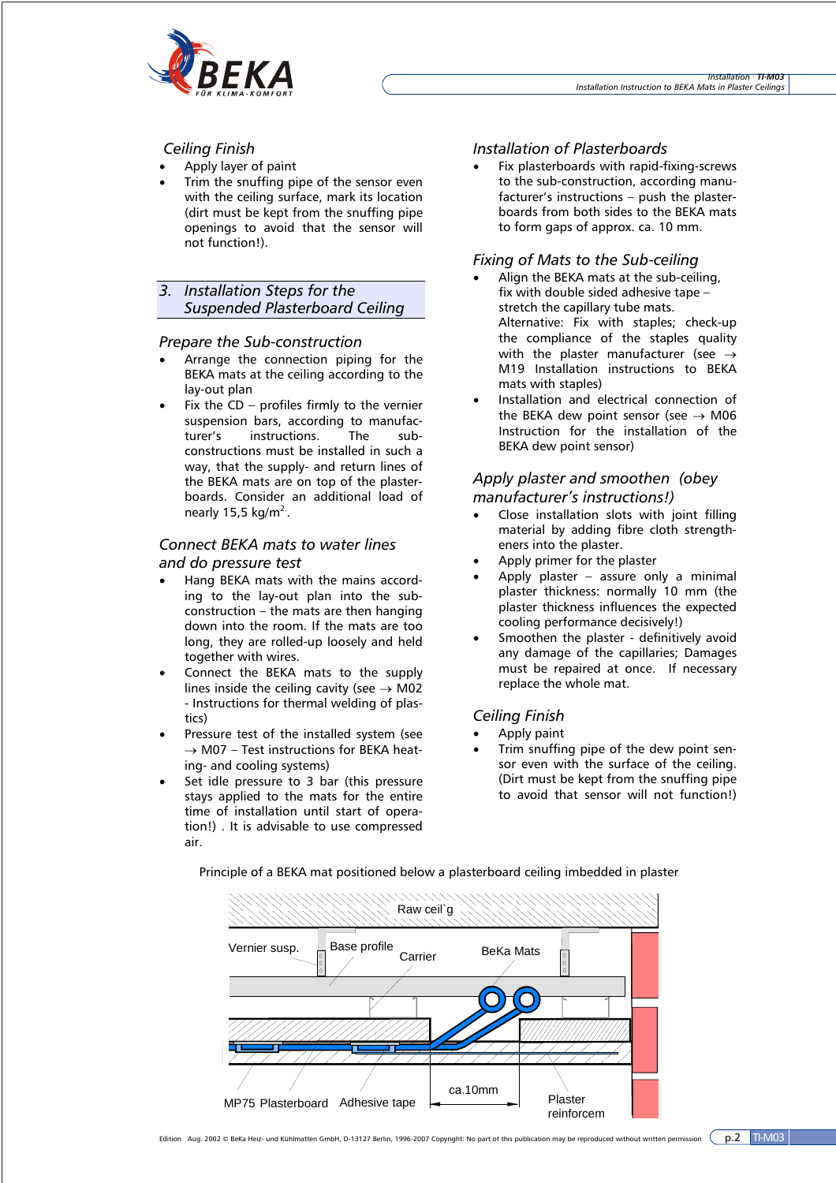## Ceiling Finish

- Apply layer of paint
- Trim the snuffing pipe of the sensor even with the ceiling surface, mark its location (dirt must be kept from the snuffing pipe openings to avoid that the sensor will not function!).

## 3. Installation Steps for the Suspended Plasterboard Ceiling

### Prepare the Sub-construction

- Arrange the connection piping for the BEKA mats at the ceiling according to the lay-out plan
- Fix the CD – profiles firmly to the vernier suspension bars, according to manufacturer's instructions. The sub-constructions must be installed in such a way, that the supply- and return lines of the BEKA mats are on top of the plasterboards. Consider an additional load of nearly 15,5 kg/m$^2$.

### Connect BEKA mats to water lines and do pressure test

- Hang BEKA mats with the mains according to the lay-out plan into the sub-construction – the mats are then hanging down into the room. If the mats are too long, they are rolled-up loosely and held together with wires.
- Connect the BEKA mats to the supply lines inside the ceiling cavity (see → M02 - Instructions for thermal welding of plastics)
- Pressure test of the installed system (see → M07 – Test instructions for BEKA heating- and cooling systems)
- Set idle pressure to 3 bar (this pressure stays applied to the mats for the entire time of installation until start of operation!) . It is advisable to use compressed air.

### Installation of Plasterboards

- Fix plasterboards with rapid-fixing-screws to the sub-construction, according manufacturer's instructions – push the plasterboards from both sides to the BEKA mats to form gaps of approx. ca. 10 mm.

### Fixing of Mats to the Sub-ceiling

- Align the BEKA mats at the sub-ceiling, fix with double sided adhesive tape – stretch the capillary tube mats.
  Alternative: Fix with staples; check-up the compliance of the staples quality with the plaster manufacturer (see → M19 Installation instructions to BEKA mats with staples)
- Installation and electrical connection of the BEKA dew point sensor (see → M06 Instruction for the installation of the BEKA dew point sensor)

### Apply plaster and smoothen (obey manufacturer's instructions!)

- Close installation slots with joint filling material by adding fibre cloth strengtheners into the plaster.
- Apply primer for the plaster
- Apply plaster – assure only a minimal plaster thickness: normally 10 mm (the plaster thickness influences the expected cooling performance decisively!)
- Smoothen the plaster - definitively avoid any damage of the capillaries; Damages must be repaired at once. If necessary replace the whole mat.

### Ceiling Finish

- Apply paint
- Trim snuffing pipe of the dew point sensor even with the surface of the ceiling. (Dirt must be kept from the snuffing pipe to avoid that sensor will not function!)

Principle of a BEKA mat positioned below a plasterboard ceiling imbedded in plaster

Raw ceil`g

Vernier susp. | Base profile | Carrier | BeKa Mats

MP75 Plasterboard | Adhesive tape | ca.10mm | Plaster reinforcem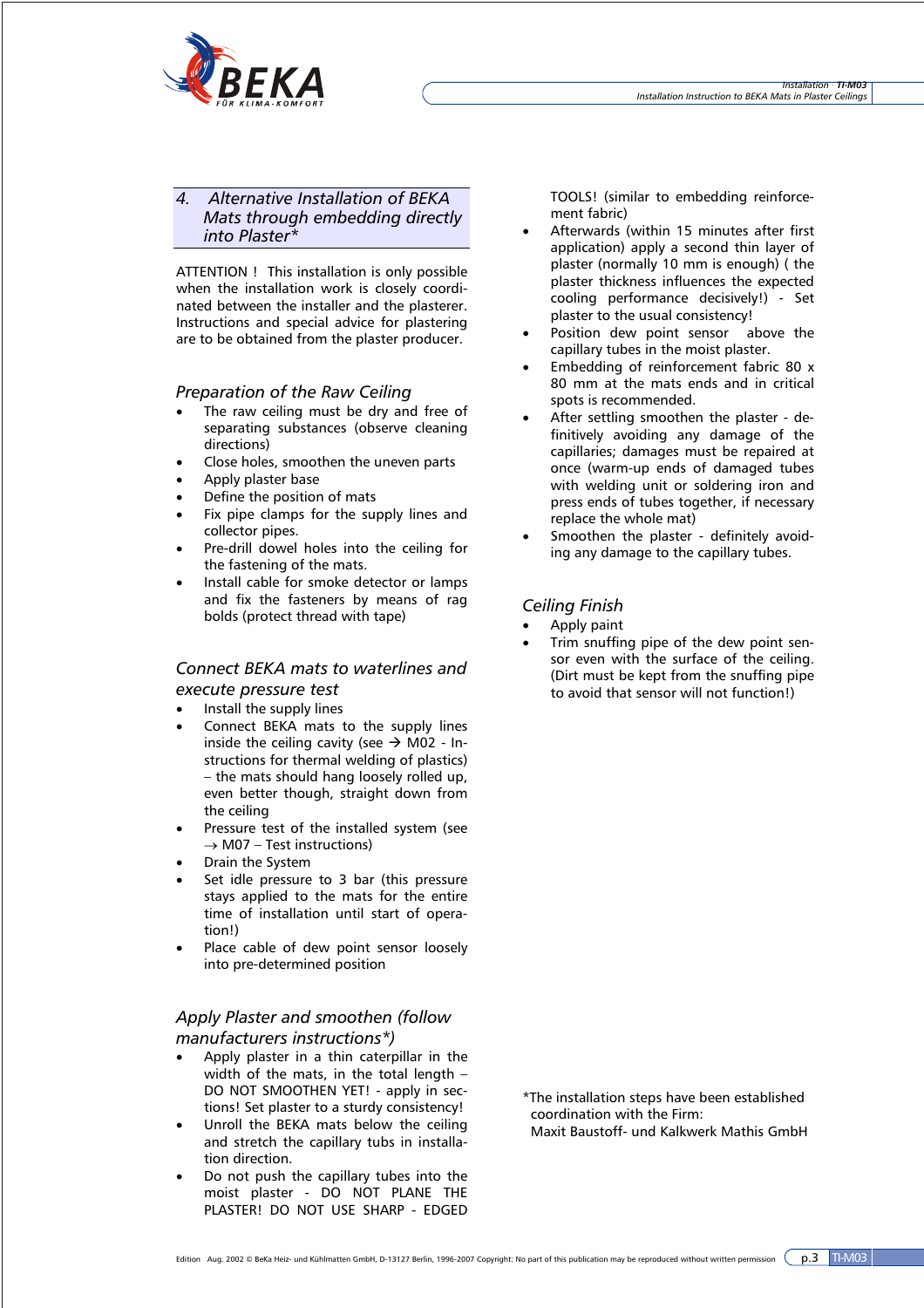## 4. *Alternative Installation of BEKA Mats through embedding directly into Plaster\**

ATTENTION ! This installation is only possible when the installation work is closely coordinated between the installer and the plasterer. Instructions and special advice for plastering are to be obtained from the plaster producer.

### *Preparation of the Raw Ceiling*

- The raw ceiling must be dry and free of separating substances (observe cleaning directions)
- Close holes, smoothen the uneven parts
- Apply plaster base
- Define the position of mats
- Fix pipe clamps for the supply lines and collector pipes.
- Pre-drill dowel holes into the ceiling for the fastening of the mats.
- Install cable for smoke detector or lamps and fix the fasteners by means of rag bolds (protect thread with tape)

### *Connect BEKA mats to waterlines and execute pressure test*

- Install the supply lines
- Connect BEKA mats to the supply lines inside the ceiling cavity (see → M02 - Instructions for thermal welding of plastics) – the mats should hang loosely rolled up, even better though, straight down from the ceiling
- Pressure test of the installed system (see → M07 – Test instructions)
- Drain the System
- Set idle pressure to 3 bar (this pressure stays applied to the mats for the entire time of installation until start of operation!)
- Place cable of dew point sensor loosely into pre-determined position

### *Apply Plaster and smoothen (follow manufacturers instructions\*)*

- Apply plaster in a thin caterpillar in the width of the mats, in the total length – DO NOT SMOOTHEN YET! - apply in sections! Set plaster to a sturdy consistency!
- Unroll the BEKA mats below the ceiling and stretch the capillary tubs in installation direction.
- Do not push the capillary tubes into the moist plaster - DO NOT PLANE THE PLASTER! DO NOT USE SHARP - EDGED TOOLS! (similar to embedding reinforcement fabric)
- Afterwards (within 15 minutes after first application) apply a second thin layer of plaster (normally 10 mm is enough) ( the plaster thickness influences the expected cooling performance decisively!) - Set plaster to the usual consistency!
- Position dew point sensor above the capillary tubes in the moist plaster.
- Embedding of reinforcement fabric 80 x 80 mm at the mats ends and in critical spots is recommended.
- After settling smoothen the plaster - definitely avoiding any damage of the capillaries; damages must be repaired at once (warm-up ends of damaged tubes with welding unit or soldering iron and press ends of tubes together, if necessary replace the whole mat)
- Smoothen the plaster - definitely avoiding any damage to the capillary tubes.

### *Ceiling Finish*

- Apply paint
- Trim snuffing pipe of the dew point sensor even with the surface of the ceiling. (Dirt must be kept from the snuffing pipe to avoid that sensor will not function!)

\*The installation steps have been established coordination with the Firm:
Maxit Baustoff- und Kalkwerk Mathis GmbH